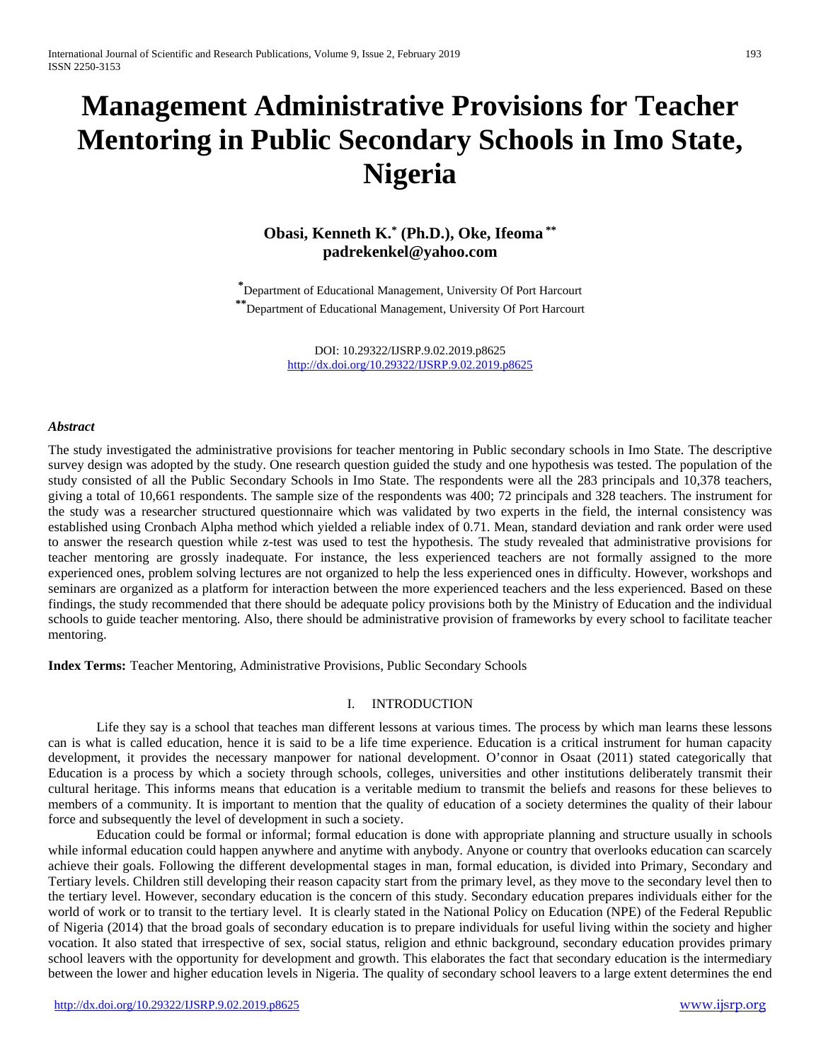# Management Administrative Provisions for Teacher Mentoring in Public Secondary Schools in Imo State, Nigeria

**Obasi, Kenneth K.[*] (Ph.D.), Oke, Ifeoma [**]**
**padrekenkel@yahoo.com**

[*] Department of Educational Management, University Of Port Harcourt
[**] Department of Educational Management, University Of Port Harcourt

DOI: 10.29322/IJSRP.9.02.2019.p8625
http://dx.doi.org/10.29322/IJSRP.9.02.2019.p8625

***Abstract***

The study investigated the administrative provisions for teacher mentoring in Public secondary schools in Imo State. The descriptive survey design was adopted by the study. One research question guided the study and one hypothesis was tested. The population of the study consisted of all the Public Secondary Schools in Imo State. The respondents were all the 283 principals and 10,378 teachers, giving a total of 10,661 respondents. The sample size of the respondents was 400; 72 principals and 328 teachers. The instrument for the study was a researcher structured questionnaire which was validated by two experts in the field, the internal consistency was established using Cronbach Alpha method which yielded a reliable index of 0.71. Mean, standard deviation and rank order were used to answer the research question while z-test was used to test the hypothesis. The study revealed that administrative provisions for teacher mentoring are grossly inadequate. For instance, the less experienced teachers are not formally assigned to the more experienced ones, problem solving lectures are not organized to help the less experienced ones in difficulty. However, workshops and seminars are organized as a platform for interaction between the more experienced teachers and the less experienced. Based on these findings, the study recommended that there should be adequate policy provisions both by the Ministry of Education and the individual schools to guide teacher mentoring. Also, there should be administrative provision of frameworks by every school to facilitate teacher mentoring.

**Index Terms:** Teacher Mentoring, Administrative Provisions, Public Secondary Schools

## I. INTRODUCTION

Life they say is a school that teaches man different lessons at various times. The process by which man learns these lessons can is what is called education, hence it is said to be a life time experience. Education is a critical instrument for human capacity development, it provides the necessary manpower for national development. O'connor in Osaat (2011) stated categorically that Education is a process by which a society through schools, colleges, universities and other institutions deliberately transmit their cultural heritage. This informs means that education is a veritable medium to transmit the beliefs and reasons for these believes to members of a community. It is important to mention that the quality of education of a society determines the quality of their labour force and subsequently the level of development in such a society.

Education could be formal or informal; formal education is done with appropriate planning and structure usually in schools while informal education could happen anywhere and anytime with anybody. Anyone or country that overlooks education can scarcely achieve their goals. Following the different developmental stages in man, formal education, is divided into Primary, Secondary and Tertiary levels. Children still developing their reason capacity start from the primary level, as they move to the secondary level then to the tertiary level. However, secondary education is the concern of this study. Secondary education prepares individuals either for the world of work or to transit to the tertiary level. It is clearly stated in the National Policy on Education (NPE) of the Federal Republic of Nigeria (2014) that the broad goals of secondary education is to prepare individuals for useful living within the society and higher vocation. It also stated that irrespective of sex, social status, religion and ethnic background, secondary education provides primary school leavers with the opportunity for development and growth. This elaborates the fact that secondary education is the intermediary between the lower and higher education levels in Nigeria. The quality of secondary school leavers to a large extent determines the end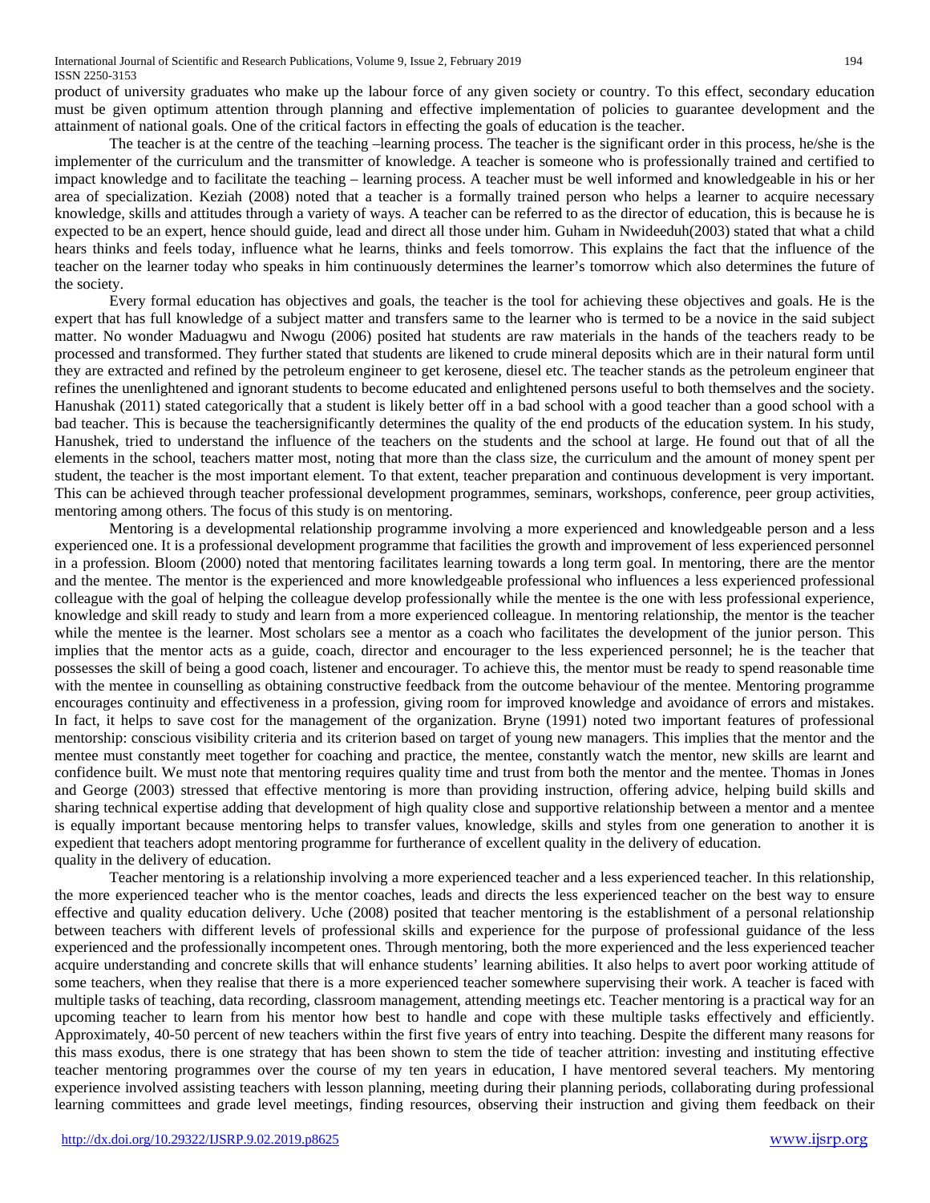product of university graduates who make up the labour force of any given society or country. To this effect, secondary education must be given optimum attention through planning and effective implementation of policies to guarantee development and the attainment of national goals. One of the critical factors in effecting the goals of education is the teacher.

The teacher is at the centre of the teaching –learning process. The teacher is the significant order in this process, he/she is the implementer of the curriculum and the transmitter of knowledge. A teacher is someone who is professionally trained and certified to impact knowledge and to facilitate the teaching – learning process. A teacher must be well informed and knowledgeable in his or her area of specialization. Keziah (2008) noted that a teacher is a formally trained person who helps a learner to acquire necessary knowledge, skills and attitudes through a variety of ways. A teacher can be referred to as the director of education, this is because he is expected to be an expert, hence should guide, lead and direct all those under him. Guham in Nwideeduh(2003) stated that what a child hears thinks and feels today, influence what he learns, thinks and feels tomorrow. This explains the fact that the influence of the teacher on the learner today who speaks in him continuously determines the learner's tomorrow which also determines the future of the society.

Every formal education has objectives and goals, the teacher is the tool for achieving these objectives and goals. He is the expert that has full knowledge of a subject matter and transfers same to the learner who is termed to be a novice in the said subject matter. No wonder Maduagwu and Nwogu (2006) posited hat students are raw materials in the hands of the teachers ready to be processed and transformed. They further stated that students are likened to crude mineral deposits which are in their natural form until they are extracted and refined by the petroleum engineer to get kerosene, diesel etc. The teacher stands as the petroleum engineer that refines the unenlightened and ignorant students to become educated and enlightened persons useful to both themselves and the society. Hanushak (2011) stated categorically that a student is likely better off in a bad school with a good teacher than a good school with a bad teacher. This is because the teachersignificantly determines the quality of the end products of the education system. In his study, Hanushek, tried to understand the influence of the teachers on the students and the school at large. He found out that of all the elements in the school, teachers matter most, noting that more than the class size, the curriculum and the amount of money spent per student, the teacher is the most important element. To that extent, teacher preparation and continuous development is very important. This can be achieved through teacher professional development programmes, seminars, workshops, conference, peer group activities, mentoring among others. The focus of this study is on mentoring.

Mentoring is a developmental relationship programme involving a more experienced and knowledgeable person and a less experienced one. It is a professional development programme that facilities the growth and improvement of less experienced personnel in a profession. Bloom (2000) noted that mentoring facilitates learning towards a long term goal. In mentoring, there are the mentor and the mentee. The mentor is the experienced and more knowledgeable professional who influences a less experienced professional colleague with the goal of helping the colleague develop professionally while the mentee is the one with less professional experience, knowledge and skill ready to study and learn from a more experienced colleague. In mentoring relationship, the mentor is the teacher while the mentee is the learner. Most scholars see a mentor as a coach who facilitates the development of the junior person. This implies that the mentor acts as a guide, coach, director and encourager to the less experienced personnel; he is the teacher that possesses the skill of being a good coach, listener and encourager. To achieve this, the mentor must be ready to spend reasonable time with the mentee in counselling as obtaining constructive feedback from the outcome behaviour of the mentee. Mentoring programme encourages continuity and effectiveness in a profession, giving room for improved knowledge and avoidance of errors and mistakes. In fact, it helps to save cost for the management of the organization. Bryne (1991) noted two important features of professional mentorship: conscious visibility criteria and its criterion based on target of young new managers. This implies that the mentor and the mentee must constantly meet together for coaching and practice, the mentee, constantly watch the mentor, new skills are learnt and confidence built. We must note that mentoring requires quality time and trust from both the mentor and the mentee. Thomas in Jones and George (2003) stressed that effective mentoring is more than providing instruction, offering advice, helping build skills and sharing technical expertise adding that development of high quality close and supportive relationship between a mentor and a mentee is equally important because mentoring helps to transfer values, knowledge, skills and styles from one generation to another it is expedient that teachers adopt mentoring programme for furtherance of excellent quality in the delivery of education.
quality in the delivery of education.

Teacher mentoring is a relationship involving a more experienced teacher and a less experienced teacher. In this relationship, the more experienced teacher who is the mentor coaches, leads and directs the less experienced teacher on the best way to ensure effective and quality education delivery. Uche (2008) posited that teacher mentoring is the establishment of a personal relationship between teachers with different levels of professional skills and experience for the purpose of professional guidance of the less experienced and the professionally incompetent ones. Through mentoring, both the more experienced and the less experienced teacher acquire understanding and concrete skills that will enhance students' learning abilities. It also helps to avert poor working attitude of some teachers, when they realise that there is a more experienced teacher somewhere supervising their work. A teacher is faced with multiple tasks of teaching, data recording, classroom management, attending meetings etc. Teacher mentoring is a practical way for an upcoming teacher to learn from his mentor how best to handle and cope with these multiple tasks effectively and efficiently. Approximately, 40-50 percent of new teachers within the first five years of entry into teaching. Despite the different many reasons for this mass exodus, there is one strategy that has been shown to stem the tide of teacher attrition: investing and instituting effective teacher mentoring programmes over the course of my ten years in education, I have mentored several teachers. My mentoring experience involved assisting teachers with lesson planning, meeting during their planning periods, collaborating during professional learning committees and grade level meetings, finding resources, observing their instruction and giving them feedback on their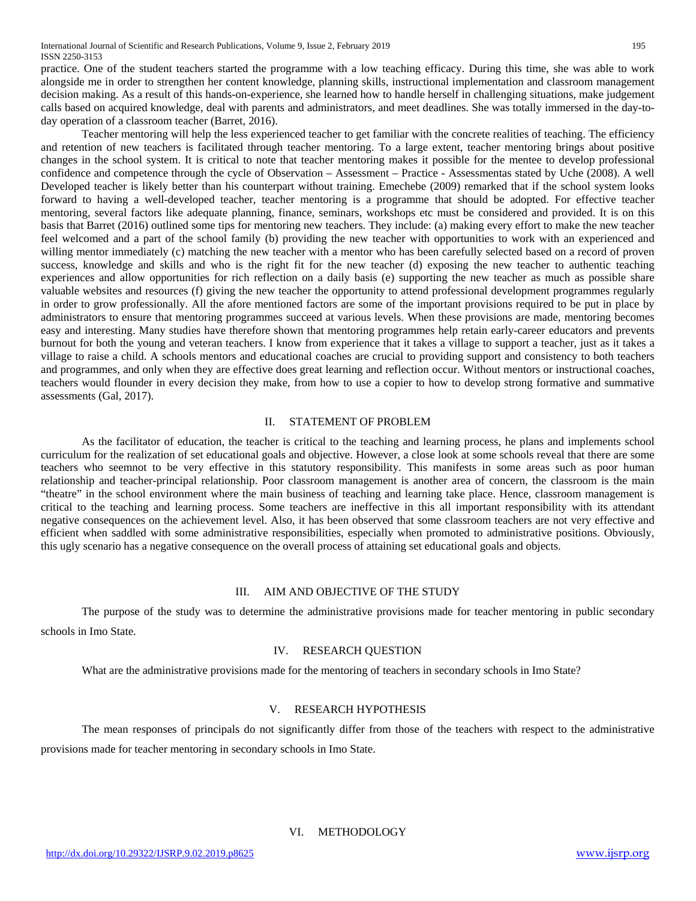practice. One of the student teachers started the programme with a low teaching efficacy. During this time, she was able to work alongside me in order to strengthen her content knowledge, planning skills, instructional implementation and classroom management decision making. As a result of this hands-on-experience, she learned how to handle herself in challenging situations, make judgement calls based on acquired knowledge, deal with parents and administrators, and meet deadlines. She was totally immersed in the day-to-day operation of a classroom teacher (Barret, 2016).

Teacher mentoring will help the less experienced teacher to get familiar with the concrete realities of teaching. The efficiency and retention of new teachers is facilitated through teacher mentoring. To a large extent, teacher mentoring brings about positive changes in the school system. It is critical to note that teacher mentoring makes it possible for the mentee to develop professional confidence and competence through the cycle of Observation – Assessment – Practice - Assessmentas stated by Uche (2008). A well Developed teacher is likely better than his counterpart without training. Emechebe (2009) remarked that if the school system looks forward to having a well-developed teacher, teacher mentoring is a programme that should be adopted. For effective teacher mentoring, several factors like adequate planning, finance, seminars, workshops etc must be considered and provided. It is on this basis that Barret (2016) outlined some tips for mentoring new teachers. They include: (a) making every effort to make the new teacher feel welcomed and a part of the school family (b) providing the new teacher with opportunities to work with an experienced and willing mentor immediately (c) matching the new teacher with a mentor who has been carefully selected based on a record of proven success, knowledge and skills and who is the right fit for the new teacher (d) exposing the new teacher to authentic teaching experiences and allow opportunities for rich reflection on a daily basis (e) supporting the new teacher as much as possible share valuable websites and resources (f) giving the new teacher the opportunity to attend professional development programmes regularly in order to grow professionally. All the afore mentioned factors are some of the important provisions required to be put in place by administrators to ensure that mentoring programmes succeed at various levels. When these provisions are made, mentoring becomes easy and interesting. Many studies have therefore shown that mentoring programmes help retain early-career educators and prevents burnout for both the young and veteran teachers. I know from experience that it takes a village to support a teacher, just as it takes a village to raise a child. A schools mentors and educational coaches are crucial to providing support and consistency to both teachers and programmes, and only when they are effective does great learning and reflection occur. Without mentors or instructional coaches, teachers would flounder in every decision they make, from how to use a copier to how to develop strong formative and summative assessments (Gal, 2017).

## II. STATEMENT OF PROBLEM

As the facilitator of education, the teacher is critical to the teaching and learning process, he plans and implements school curriculum for the realization of set educational goals and objective. However, a close look at some schools reveal that there are some teachers who seemnot to be very effective in this statutory responsibility. This manifests in some areas such as poor human relationship and teacher-principal relationship. Poor classroom management is another area of concern, the classroom is the main "theatre" in the school environment where the main business of teaching and learning take place. Hence, classroom management is critical to the teaching and learning process. Some teachers are ineffective in this all important responsibility with its attendant negative consequences on the achievement level. Also, it has been observed that some classroom teachers are not very effective and efficient when saddled with some administrative responsibilities, especially when promoted to administrative positions. Obviously, this ugly scenario has a negative consequence on the overall process of attaining set educational goals and objects.

## III. AIM AND OBJECTIVE OF THE STUDY

The purpose of the study was to determine the administrative provisions made for teacher mentoring in public secondary schools in Imo State.

## IV. RESEARCH QUESTION

What are the administrative provisions made for the mentoring of teachers in secondary schools in Imo State?

## V. RESEARCH HYPOTHESIS

The mean responses of principals do not significantly differ from those of the teachers with respect to the administrative provisions made for teacher mentoring in secondary schools in Imo State.

## VI. METHODOLOGY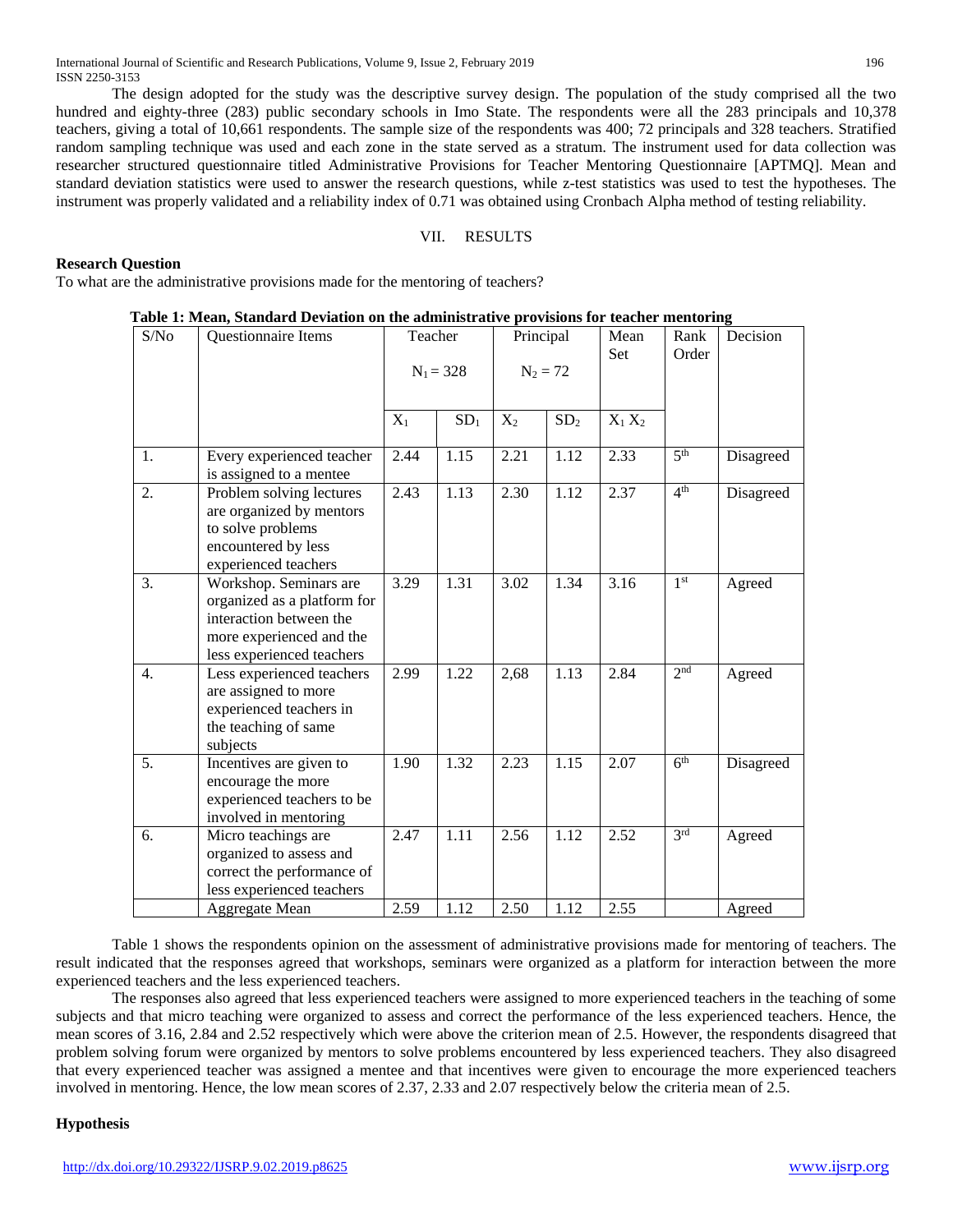The design adopted for the study was the descriptive survey design. The population of the study comprised all the two hundred and eighty-three (283) public secondary schools in Imo State. The respondents were all the 283 principals and 10,378 teachers, giving a total of 10,661 respondents. The sample size of the respondents was 400; 72 principals and 328 teachers. Stratified random sampling technique was used and each zone in the state served as a stratum. The instrument used for data collection was researcher structured questionnaire titled Administrative Provisions for Teacher Mentoring Questionnaire [APTMQ]. Mean and standard deviation statistics were used to answer the research questions, while z-test statistics was used to test the hypotheses. The instrument was properly validated and a reliability index of 0.71 was obtained using Cronbach Alpha method of testing reliability.

## VII. RESULTS

**Research Question**

To what are the administrative provisions made for the mentoring of teachers?

**Table 1: Mean, Standard Deviation on the administrative provisions for teacher mentoring**

| S/No | Questionnaire Items | Teacher $N_1 = 328$ | | Principal $N_2 = 72$ | | Mean Set | Rank Order | Decision |
|---|---|---|---|---|---|---|---|---|
| | | $X_1$ | $SD_1$ | $X_2$ | $SD_2$ | $X_1$ $X_2$ | | |
| 1. | Every experienced teacher is assigned to a mentee | 2.44 | 1.15 | 2.21 | 1.12 | 2.33 | 5th | Disagreed |
| 2. | Problem solving lectures are organized by mentors to solve problems encountered by less experienced teachers | 2.43 | 1.13 | 2.30 | 1.12 | 2.37 | 4th | Disagreed |
| 3. | Workshop. Seminars are organized as a platform for interaction between the more experienced and the less experienced teachers | 3.29 | 1.31 | 3.02 | 1.34 | 3.16 | 1st | Agreed |
| 4. | Less experienced teachers are assigned to more experienced teachers in the teaching of same subjects | 2.99 | 1.22 | 2,68 | 1.13 | 2.84 | 2nd | Agreed |
| 5. | Incentives are given to encourage the more experienced teachers to be involved in mentoring | 1.90 | 1.32 | 2.23 | 1.15 | 2.07 | 6th | Disagreed |
| 6. | Micro teachings are organized to assess and correct the performance of less experienced teachers | 2.47 | 1.11 | 2.56 | 1.12 | 2.52 | 3rd | Agreed |
| | Aggregate Mean | 2.59 | 1.12 | 2.50 | 1.12 | 2.55 | | Agreed |

Table 1 shows the respondents opinion on the assessment of administrative provisions made for mentoring of teachers. The result indicated that the responses agreed that workshops, seminars were organized as a platform for interaction between the more experienced teachers and the less experienced teachers.

The responses also agreed that less experienced teachers were assigned to more experienced teachers in the teaching of some subjects and that micro teaching were organized to assess and correct the performance of the less experienced teachers. Hence, the mean scores of 3.16, 2.84 and 2.52 respectively which were above the criterion mean of 2.5. However, the respondents disagreed that problem solving forum were organized by mentors to solve problems encountered by less experienced teachers. They also disagreed that every experienced teacher was assigned a mentee and that incentives were given to encourage the more experienced teachers involved in mentoring. Hence, the low mean scores of 2.37, 2.33 and 2.07 respectively below the criteria mean of 2.5.

**Hypothesis**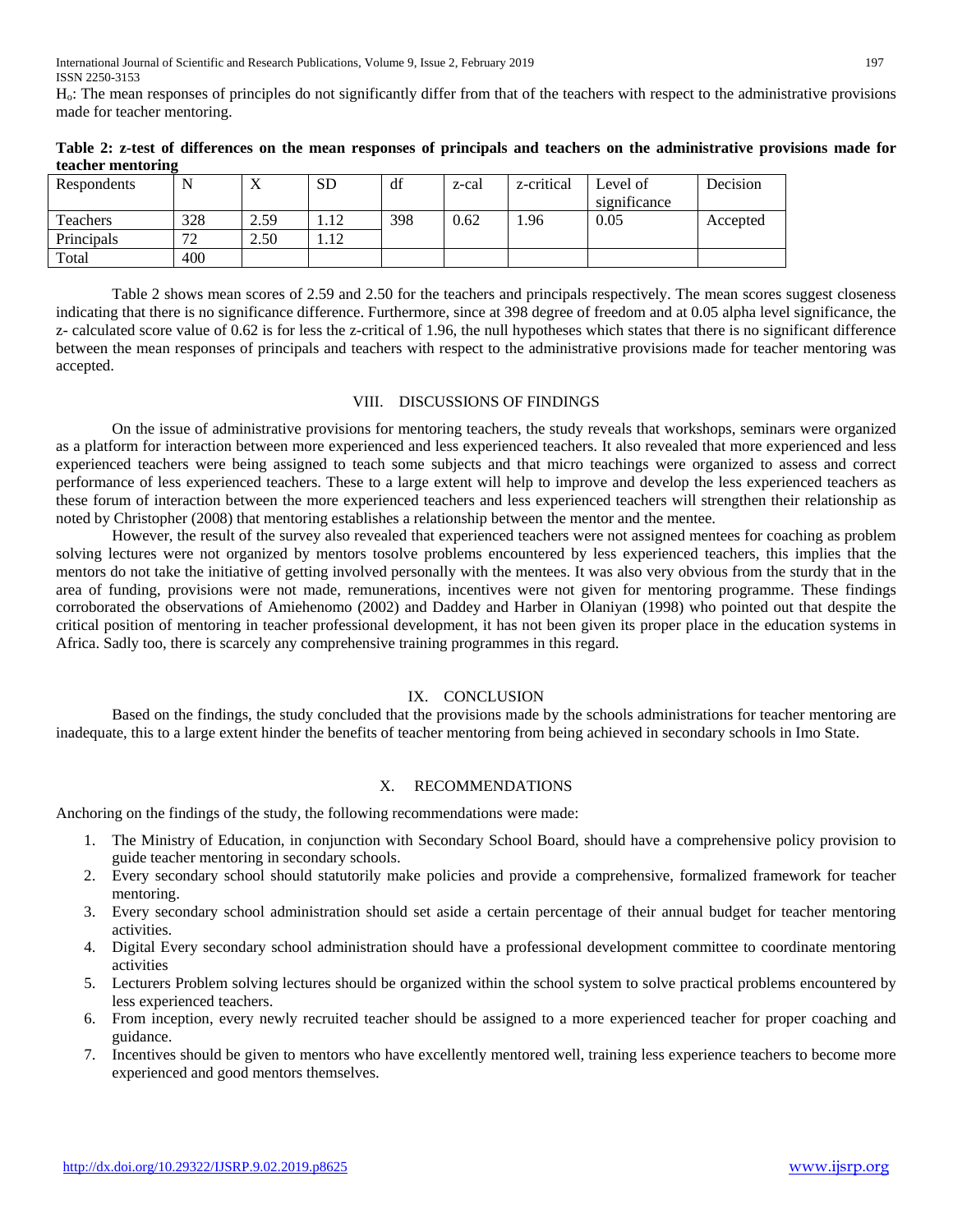$H_o$: The mean responses of principles do not significantly differ from that of the teachers with respect to the administrative provisions made for teacher mentoring.

**Table 2: z-test of differences on the mean responses of principals and teachers on the administrative provisions made for teacher mentoring**

| Respondents | N | X | SD | df | z-cal | z-critical | Level of significance | Decision |
|---|---|---|---|---|---|---|---|---|
| Teachers | 328 | 2.59 | 1.12 | 398 | 0.62 | 1.96 | 0.05 | Accepted |
| Principals | 72 | 2.50 | 1.12 | | | | | |
| Total | 400 | | | | | | | |

Table 2 shows mean scores of 2.59 and 2.50 for the teachers and principals respectively. The mean scores suggest closeness indicating that there is no significance difference. Furthermore, since at 398 degree of freedom and at 0.05 alpha level significance, the z- calculated score value of 0.62 is for less the z-critical of 1.96, the null hypotheses which states that there is no significant difference between the mean responses of principals and teachers with respect to the administrative provisions made for teacher mentoring was accepted.

## VIII. DISCUSSIONS OF FINDINGS

On the issue of administrative provisions for mentoring teachers, the study reveals that workshops, seminars were organized as a platform for interaction between more experienced and less experienced teachers. It also revealed that more experienced and less experienced teachers were being assigned to teach some subjects and that micro teachings were organized to assess and correct performance of less experienced teachers. These to a large extent will help to improve and develop the less experienced teachers as these forum of interaction between the more experienced teachers and less experienced teachers will strengthen their relationship as noted by Christopher (2008) that mentoring establishes a relationship between the mentor and the mentee.

However, the result of the survey also revealed that experienced teachers were not assigned mentees for coaching as problem solving lectures were not organized by mentors tosolve problems encountered by less experienced teachers, this implies that the mentors do not take the initiative of getting involved personally with the mentees. It was also very obvious from the sturdy that in the area of funding, provisions were not made, remunerations, incentives were not given for mentoring programme. These findings corroborated the observations of Amiehenomo (2002) and Daddey and Harber in Olaniyan (1998) who pointed out that despite the critical position of mentoring in teacher professional development, it has not been given its proper place in the education systems in Africa. Sadly too, there is scarcely any comprehensive training programmes in this regard.

## IX. CONCLUSION

Based on the findings, the study concluded that the provisions made by the schools administrations for teacher mentoring are inadequate, this to a large extent hinder the benefits of teacher mentoring from being achieved in secondary schools in Imo State.

## X. RECOMMENDATIONS

Anchoring on the findings of the study, the following recommendations were made:

1. The Ministry of Education, in conjunction with Secondary School Board, should have a comprehensive policy provision to guide teacher mentoring in secondary schools.
2. Every secondary school should statutorily make policies and provide a comprehensive, formalized framework for teacher mentoring.
3. Every secondary school administration should set aside a certain percentage of their annual budget for teacher mentoring activities.
4. Digital Every secondary school administration should have a professional development committee to coordinate mentoring activities
5. Lecturers Problem solving lectures should be organized within the school system to solve practical problems encountered by less experienced teachers.
6. From inception, every newly recruited teacher should be assigned to a more experienced teacher for proper coaching and guidance.
7. Incentives should be given to mentors who have excellently mentored well, training less experience teachers to become more experienced and good mentors themselves.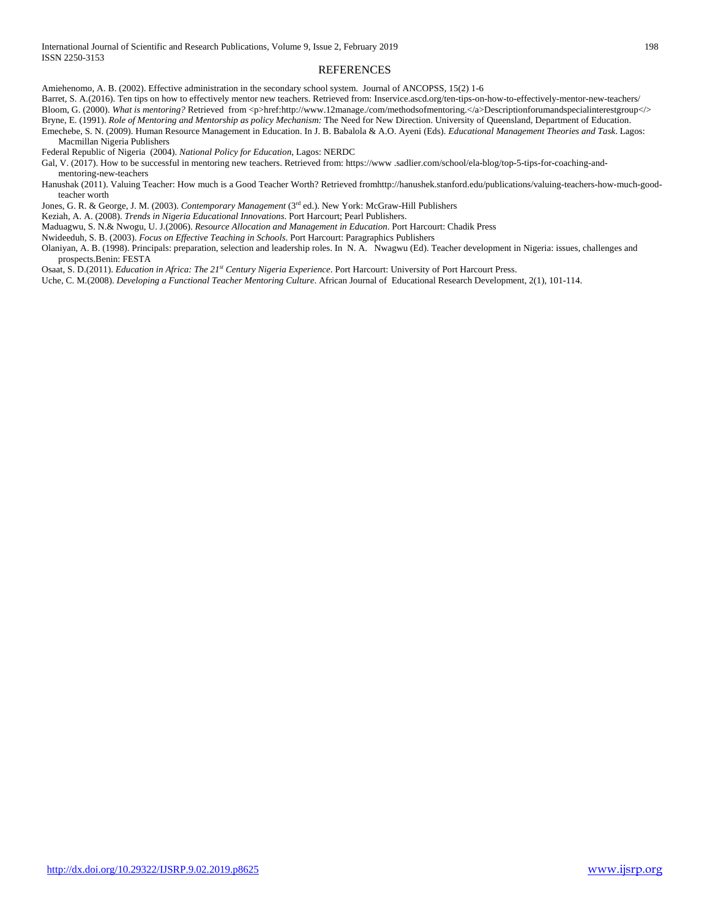## REFERENCES

Amiehenomo, A. B. (2002). Effective administration in the secondary school system. Journal of ANCOPSS, 15(2) 1-6

Barret, S. A.(2016). Ten tips on how to effectively mentor new teachers. Retrieved from: Inservice.ascd.org/ten-tips-on-how-to-effectively-mentor-new-teachers/

Bloom, G. (2000). *What is mentoring?* Retrieved from <p>href:http://www.12manage./com/methodsofmentoring.</a>Descriptionforumandspecialinterestgroup</>

Bryne, E. (1991). *Role of Mentoring and Mentorship as policy Mechanism:* The Need for New Direction. University of Queensland, Department of Education.

Emechebe, S. N. (2009). Human Resource Management in Education. In J. B. Babalola & A.O. Ayeni (Eds). *Educational Management Theories and Task*. Lagos: Macmillan Nigeria Publishers

Federal Republic of Nigeria (2004). *National Policy for Education*, Lagos: NERDC

Gal, V. (2017). How to be successful in mentoring new teachers. Retrieved from: https://www .sadlier.com/school/ela-blog/top-5-tips-for-coaching-and-mentoring-new-teachers

Hanushak (2011). Valuing Teacher: How much is a Good Teacher Worth? Retrieved fromhttp://hanushek.stanford.edu/publications/valuing-teachers-how-much-good-teacher worth

Jones, G. R. & George, J. M. (2003). *Contemporary Management* (3rd ed.). New York: McGraw-Hill Publishers

Keziah, A. A. (2008). *Trends in Nigeria Educational Innovations*. Port Harcourt; Pearl Publishers.

Maduagwu, S. N.& Nwogu, U. J.(2006). *Resource Allocation and Management in Education*. Port Harcourt: Chadik Press

Nwideeduh, S. B. (2003). *Focus on Effective Teaching in Schools*. Port Harcourt: Paragraphics Publishers

Olaniyan, A. B. (1998). Principals: preparation, selection and leadership roles. In N. A. Nwagwu (Ed). Teacher development in Nigeria: issues, challenges and prospects.Benin: FESTA

Osaat, S. D.(2011). *Education in Africa: The 21st Century Nigeria Experience*. Port Harcourt: University of Port Harcourt Press.

Uche, C. M.(2008). *Developing a Functional Teacher Mentoring Culture*. African Journal of Educational Research Development, 2(1), 101-114.